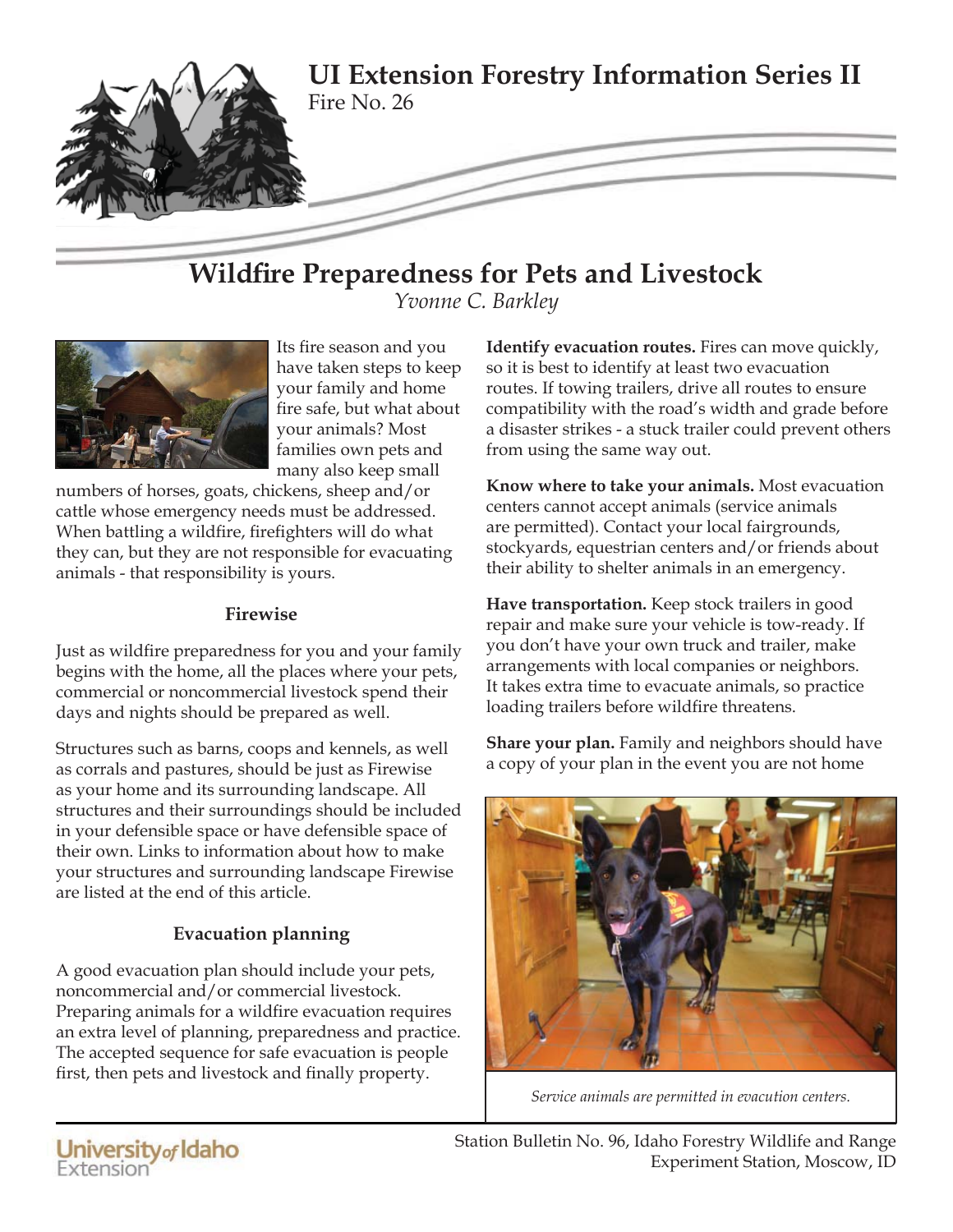# UI Extension Forestry Information Series II

Fire No. 26

## Wildfire Preparedness for Pets and Livestock

*Yvonne C. Barkley*

Its fire season and you have taken steps to keep your family and home fire safe, but what about your animals? Most families own pets and many also keep small numbers of horses, goats, chickens, sheep and/or cattle whose emergency needs must be addressed. When battling a wildfire, firefighters will do what they can, but they are not responsible for evacuating animals - that responsibility is yours.

### Firewise

Just as wildfire preparedness for you and your family begins with the home, all the places where your pets, commercial or noncommercial livestock spend their days and nights should be prepared as well.

Structures such as barns, coops and kennels, as well as corrals and pastures, should be just as Firewise as your home and its surrounding landscape. All structures and their surroundings should be included in your defensible space or have defensible space of their own. Links to information about how to make your structures and surrounding landscape Firewise are listed at the end of this article.

### Evacuation planning

A good evacuation plan should include your pets, noncommercial and/or commercial livestock. Preparing animals for a wildfire evacuation requires an extra level of planning, preparedness and practice. The accepted sequence for safe evacuation is people first, then pets and livestock and finally property.

**Identify evacuation routes.** Fires can move quickly, so it is best to identify at least two evacuation routes. If towing trailers, drive all routes to ensure compatibility with the road's width and grade before a disaster strikes - a stuck trailer could prevent others from using the same way out.

**Know where to take your animals.** Most evacuation centers cannot accept animals (service animals are permitted). Contact your local fairgrounds, stockyards, equestrian centers and/or friends about their ability to shelter animals in an emergency.

**Have transportation.** Keep stock trailers in good repair and make sure your vehicle is tow-ready. If you don't have your own truck and trailer, make arrangements with local companies or neighbors. It takes extra time to evacuate animals, so practice loading trailers before wildfire threatens.

**Share your plan.** Family and neighbors should have a copy of your plan in the event you are not home

*Service animals are permitted in evacution centers.*

Station Bulletin No. 96, Idaho Forestry Wildlife and Range Experiment Station, Moscow, ID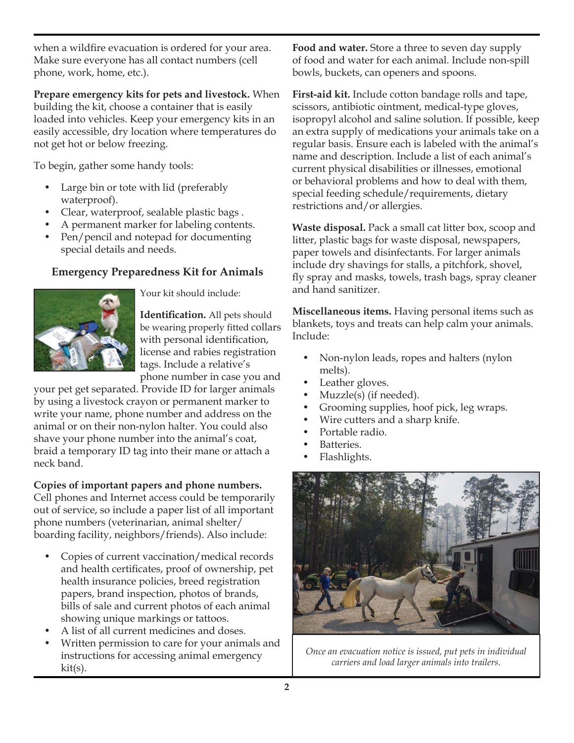when a wildfire evacuation is ordered for your area. Make sure everyone has all contact numbers (cell phone, work, home, etc.).

**Prepare emergency kits for pets and livestock.** When building the kit, choose a container that is easily loaded into vehicles. Keep your emergency kits in an easily accessible, dry location where temperatures do not get hot or below freezing.

To begin, gather some handy tools:

- Large bin or tote with lid (preferably waterproof).
- Clear, waterproof, sealable plastic bags .
- A permanent marker for labeling contents.
- Pen/pencil and notepad for documenting special details and needs.

### Emergency Preparedness Kit for Animals

Your kit should include:

**Identification.** All pets should be wearing properly fitted collars with personal identification, license and rabies registration tags. Include a relative's phone number in case you and your pet get separated. Provide ID for larger animals by using a livestock crayon or permanent marker to write your name, phone number and address on the animal or on their non-nylon halter. You could also shave your phone number into the animal's coat, braid a temporary ID tag into their mane or attach a neck band.

**Copies of important papers and phone numbers.** Cell phones and Internet access could be temporarily out of service, so include a paper list of all important phone numbers (veterinarian, animal shelter/ boarding facility, neighbors/friends). Also include:

- Copies of current vaccination/medical records and health certificates, proof of ownership, pet health insurance policies, breed registration papers, brand inspection, photos of brands, bills of sale and current photos of each animal showing unique markings or tattoos.
- A list of all current medicines and doses.
- Written permission to care for your animals and instructions for accessing animal emergency kit(s).

**Food and water.** Store a three to seven day supply of food and water for each animal. Include non-spill bowls, buckets, can openers and spoons.

**First-aid kit.** Include cotton bandage rolls and tape, scissors, antibiotic ointment, medical-type gloves, isopropyl alcohol and saline solution. If possible, keep an extra supply of medications your animals take on a regular basis. Ensure each is labeled with the animal's name and description. Include a list of each animal's current physical disabilities or illnesses, emotional or behavioral problems and how to deal with them, special feeding schedule/requirements, dietary restrictions and/or allergies.

**Waste disposal.** Pack a small cat litter box, scoop and litter, plastic bags for waste disposal, newspapers, paper towels and disinfectants. For larger animals include dry shavings for stalls, a pitchfork, shovel, fly spray and masks, towels, trash bags, spray cleaner and hand sanitizer.

**Miscellaneous items.** Having personal items such as blankets, toys and treats can help calm your animals. Include:

- Non-nylon leads, ropes and halters (nylon melts).
- Leather gloves.
- Muzzle(s) (if needed).
- Grooming supplies, hoof pick, leg wraps.
- Wire cutters and a sharp knife.
- Portable radio.
- Batteries.
- Flashlights.

*Once an evacuation notice is issued, put pets in individual carriers and load larger animals into trailers.*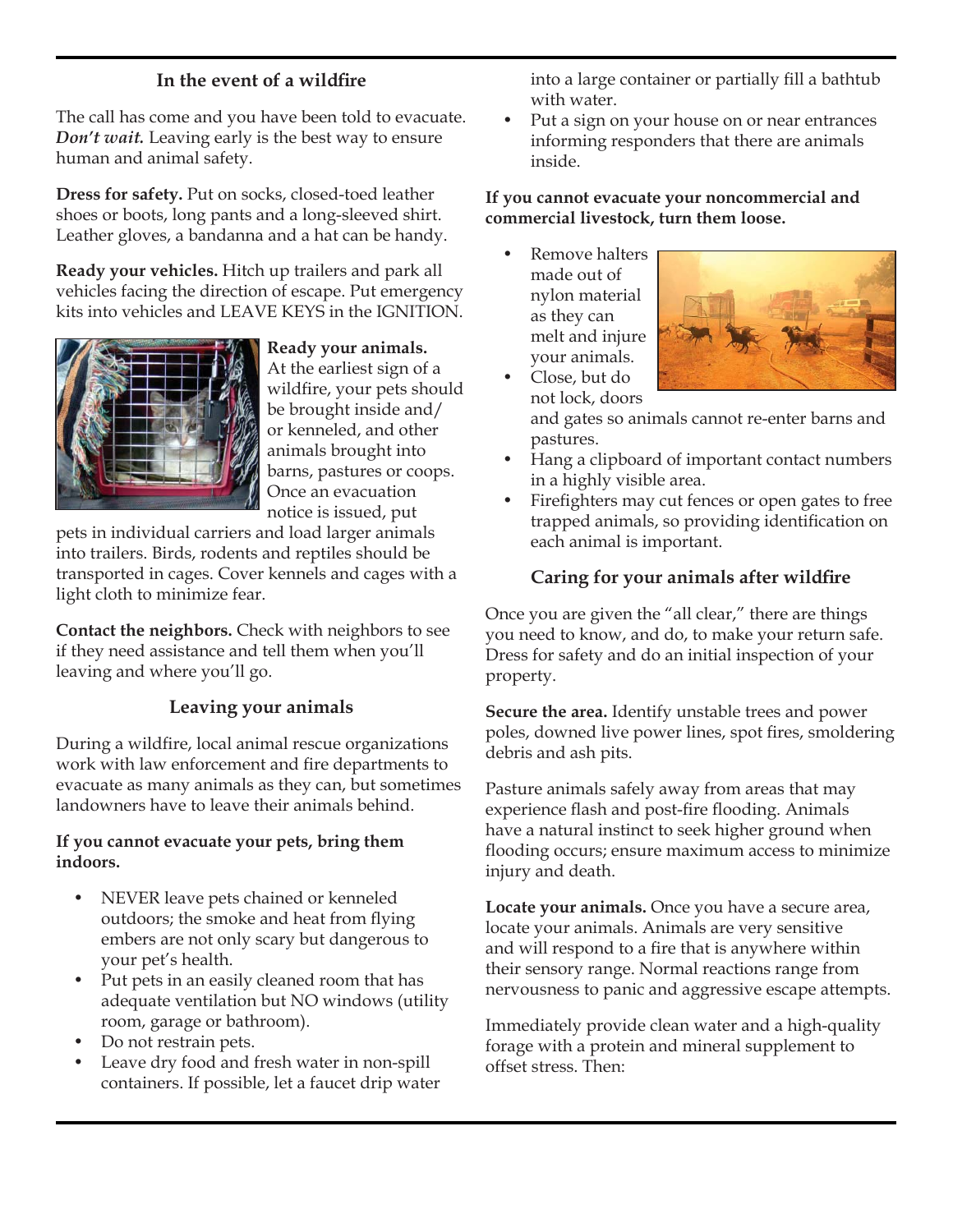## In the event of a wildfire

The call has come and you have been told to evacuate. ***Don't wait.*** Leaving early is the best way to ensure human and animal safety.

**Dress for safety.** Put on socks, closed-toed leather shoes or boots, long pants and a long-sleeved shirt. Leather gloves, a bandanna and a hat can be handy.

**Ready your vehicles.** Hitch up trailers and park all vehicles facing the direction of escape. Put emergency kits into vehicles and LEAVE KEYS in the IGNITION.

**Ready your animals.** At the earliest sign of a wildfire, your pets should be brought inside and/or kenneled, and other animals brought into barns, pastures or coops. Once an evacuation notice is issued, put pets in individual carriers and load larger animals into trailers. Birds, rodents and reptiles should be transported in cages. Cover kennels and cages with a light cloth to minimize fear.

**Contact the neighbors.** Check with neighbors to see if they need assistance and tell them when you'll leaving and where you'll go.

## Leaving your animals

During a wildfire, local animal rescue organizations work with law enforcement and fire departments to evacuate as many animals as they can, but sometimes landowners have to leave their animals behind.

**If you cannot evacuate your pets, bring them indoors.**

- NEVER leave pets chained or kenneled outdoors; the smoke and heat from flying embers are not only scary but dangerous to your pet's health.
- Put pets in an easily cleaned room that has adequate ventilation but NO windows (utility room, garage or bathroom).
- Do not restrain pets.
- Leave dry food and fresh water in non-spill containers. If possible, let a faucet drip water into a large container or partially fill a bathtub with water.
- Put a sign on your house on or near entrances informing responders that there are animals inside.

**If you cannot evacuate your noncommercial and commercial livestock, turn them loose.**

- Remove halters made out of nylon material as they can melt and injure your animals.
- Close, but do not lock, doors and gates so animals cannot re-enter barns and pastures.
- Hang a clipboard of important contact numbers in a highly visible area.
- Firefighters may cut fences or open gates to free trapped animals, so providing identification on each animal is important.

## Caring for your animals after wildfire

Once you are given the "all clear," there are things you need to know, and do, to make your return safe. Dress for safety and do an initial inspection of your property.

**Secure the area.** Identify unstable trees and power poles, downed live power lines, spot fires, smoldering debris and ash pits.

Pasture animals safely away from areas that may experience flash and post-fire flooding. Animals have a natural instinct to seek higher ground when flooding occurs; ensure maximum access to minimize injury and death.

**Locate your animals.** Once you have a secure area, locate your animals. Animals are very sensitive and will respond to a fire that is anywhere within their sensory range. Normal reactions range from nervousness to panic and aggressive escape attempts.

Immediately provide clean water and a high-quality forage with a protein and mineral supplement to offset stress. Then: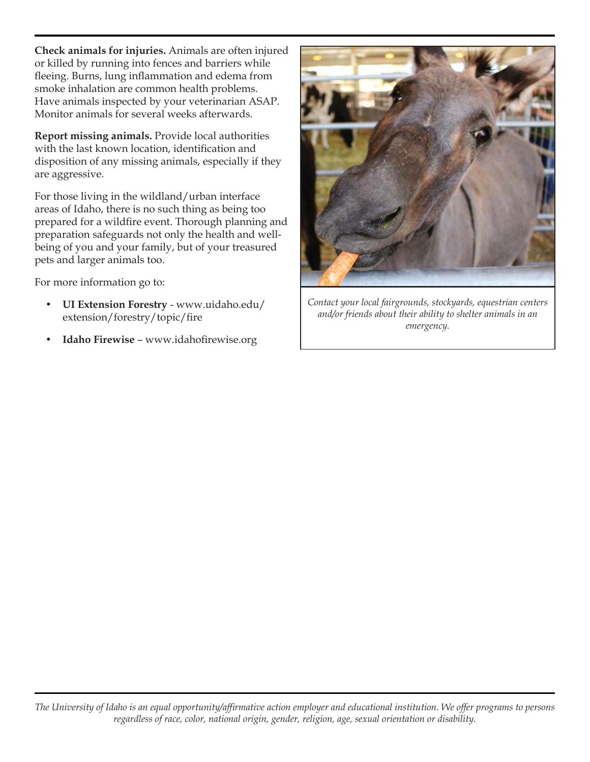**Check animals for injuries.** Animals are often injured or killed by running into fences and barriers while fleeing. Burns, lung inflammation and edema from smoke inhalation are common health problems. Have animals inspected by your veterinarian ASAP. Monitor animals for several weeks afterwards.

**Report missing animals.** Provide local authorities with the last known location, identification and disposition of any missing animals, especially if they are aggressive.

For those living in the wildland/urban interface areas of Idaho, there is no such thing as being too prepared for a wildfire event. Thorough planning and preparation safeguards not only the health and well-being of you and your family, but of your treasured pets and larger animals too.

For more information go to:

- **UI Extension Forestry** - www.uidaho.edu/extension/forestry/topic/fire
- **Idaho Firewise** – www.idahofirewise.org

*Contact your local fairgrounds, stockyards, equestrian centers and/or friends about their ability to shelter animals in an emergency.*

*The University of Idaho is an equal opportunity/affirmative action employer and educational institution. We offer programs to persons regardless of race, color, national origin, gender, religion, age, sexual orientation or disability.*